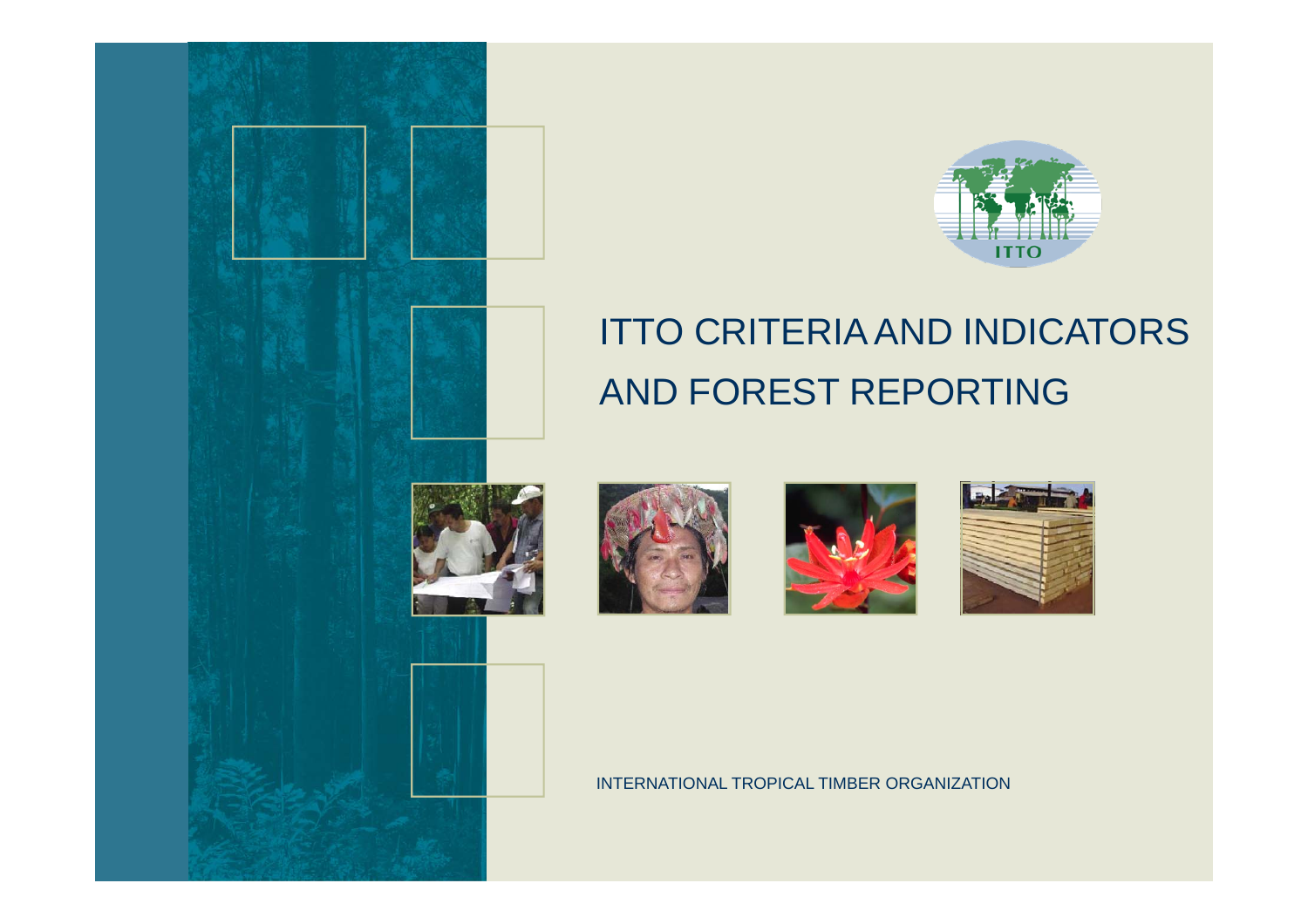ITTO

# ITTO CRITERIA AND INDICATORS AND FOREST REPORTING

INTERNATIONAL TROPICAL TIMBER ORGANIZATION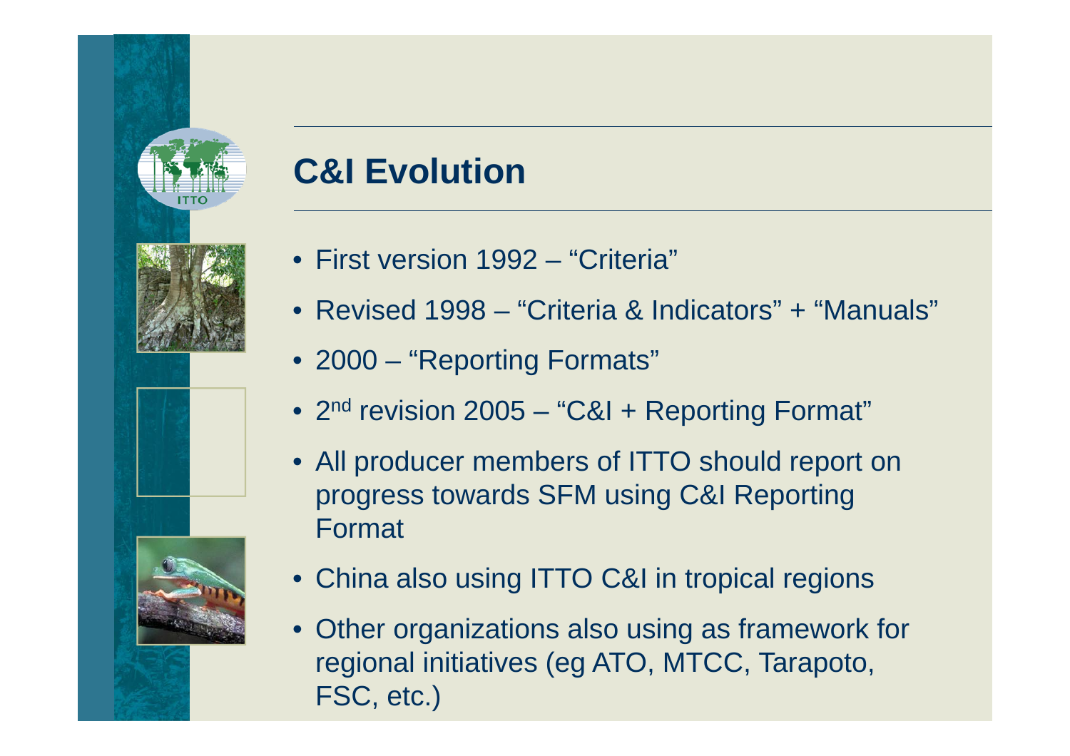# C&I Evolution

- First version 1992 – “Criteria”
- Revised 1998 – “Criteria & Indicators” + “Manuals”
- 2000 – “Reporting Formats”
- 2nd revision 2005 – “C&I + Reporting Format”
- All producer members of ITTO should report on progress towards SFM using C&I Reporting Format
- China also using ITTO C&I in tropical regions
- Other organizations also using as framework for regional initiatives (eg ATO, MTCC, Tarapoto, FSC, etc.)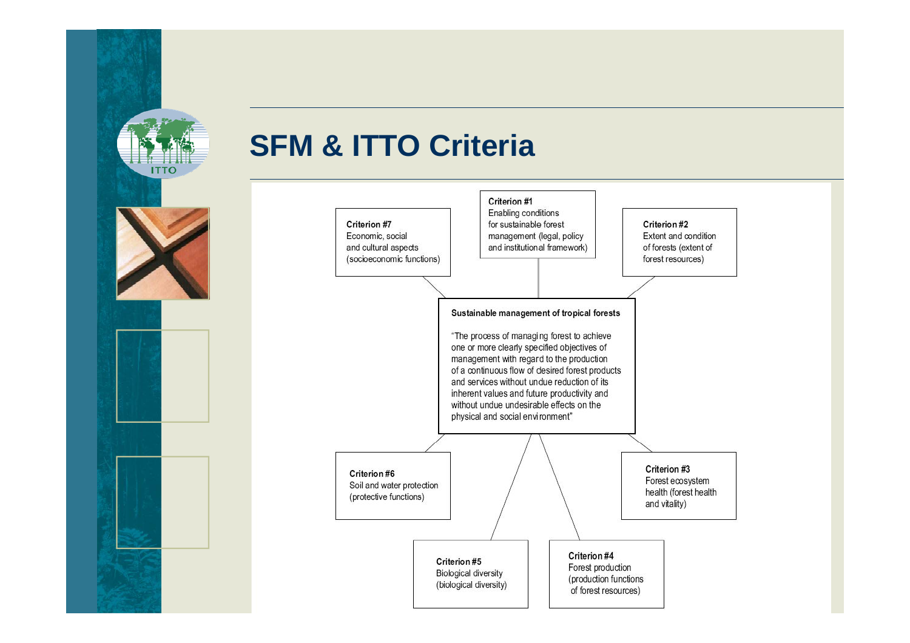# SFM & ITTO Criteria

**Sustainable management of tropical forests**

"The process of managing forest to achieve one or more clearly specified objectives of management with regard to the production of a continuous flow of desired forest products and services without undue reduction of its inherent values and future productivity and without undue undesirable effects on the physical and social environment"

**Criterion #1**
Enabling conditions for sustainable forest management (legal, policy and institutional framework)

**Criterion #2**
Extent and condition of forests (extent of forest resources)

**Criterion #3**
Forest ecosystem health (forest health and vitality)

**Criterion #4**
Forest production (production functions of forest resources)

**Criterion #5**
Biological diversity (biological diversity)

**Criterion #6**
Soil and water protection (protective functions)

**Criterion #7**
Economic, social and cultural aspects (socioeconomic functions)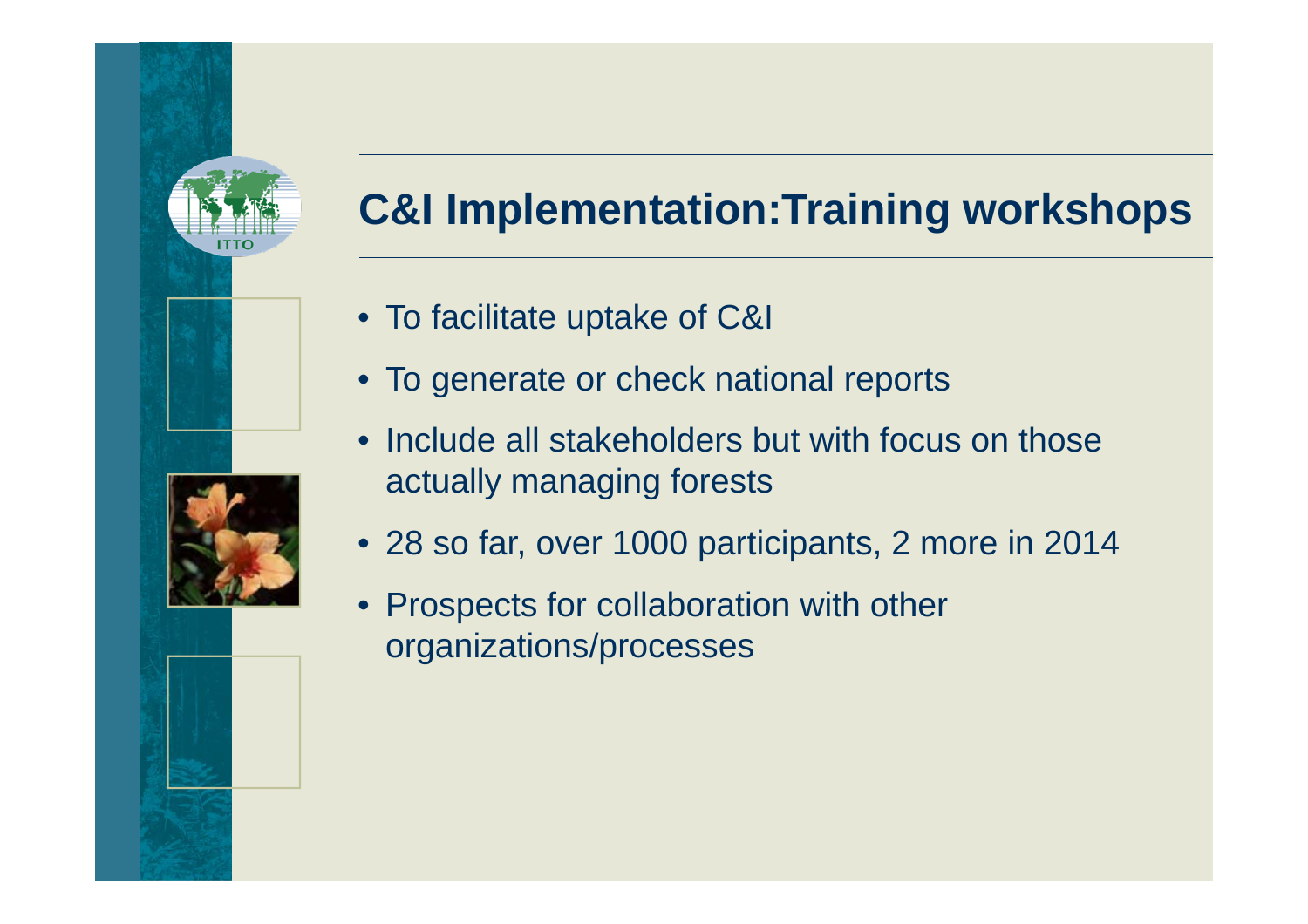# C&I Implementation:Training workshops

- To facilitate uptake of C&I
- To generate or check national reports
- Include all stakeholders but with focus on those actually managing forests
- 28 so far, over 1000 participants, 2 more in 2014
- Prospects for collaboration with other organizations/processes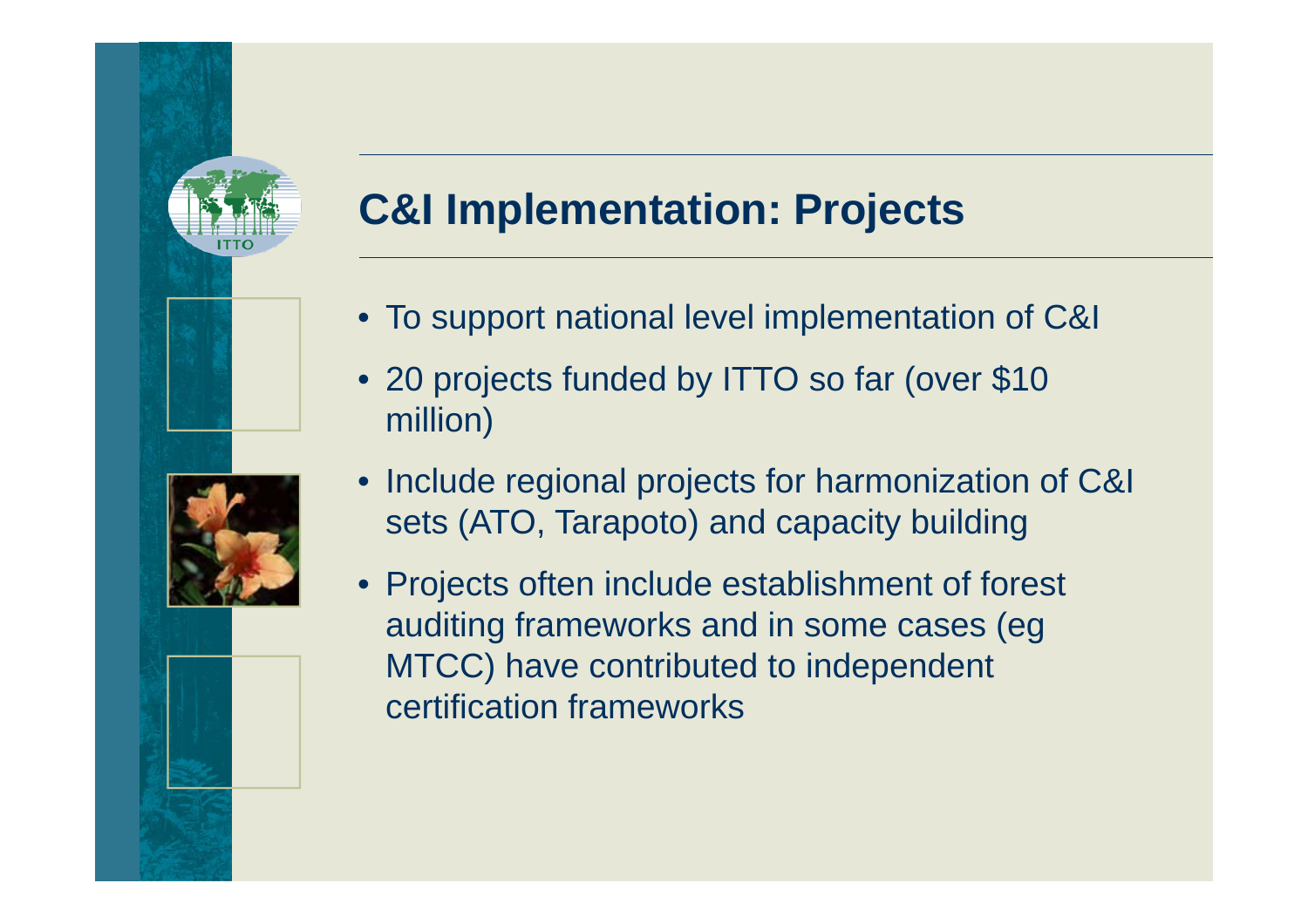# C&I Implementation: Projects

- To support national level implementation of C&I
- 20 projects funded by ITTO so far (over $10 million)
- Include regional projects for harmonization of C&I sets (ATO, Tarapoto) and capacity building
- Projects often include establishment of forest auditing frameworks and in some cases (eg MTCC) have contributed to independent certification frameworks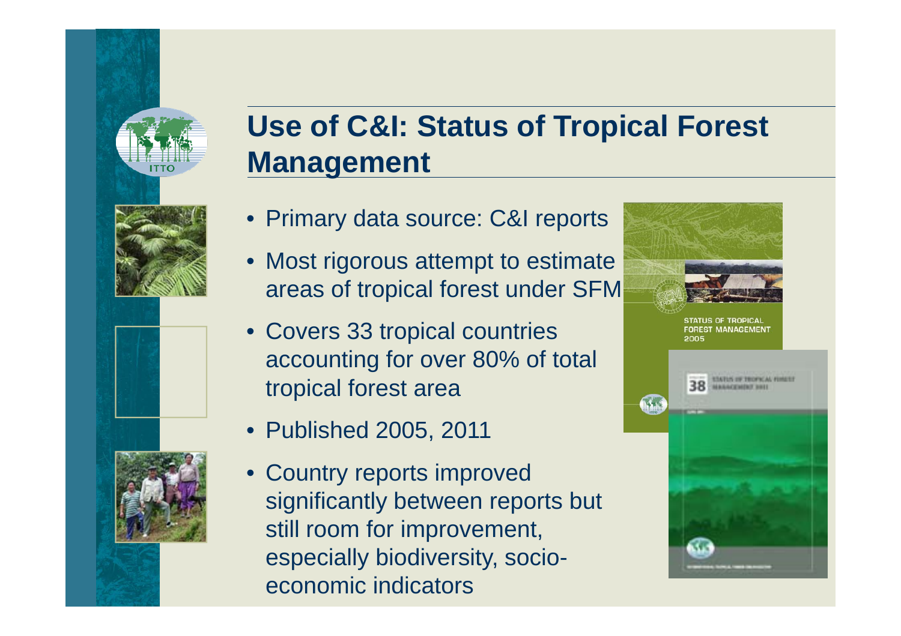# Use of C&I: Status of Tropical Forest Management

- Primary data source: C&I reports
- Most rigorous attempt to estimate areas of tropical forest under SFM
- Covers 33 tropical countries accounting for over 80% of total tropical forest area
- Published 2005, 2011
- Country reports improved significantly between reports but still room for improvement, especially biodiversity, socio-economic indicators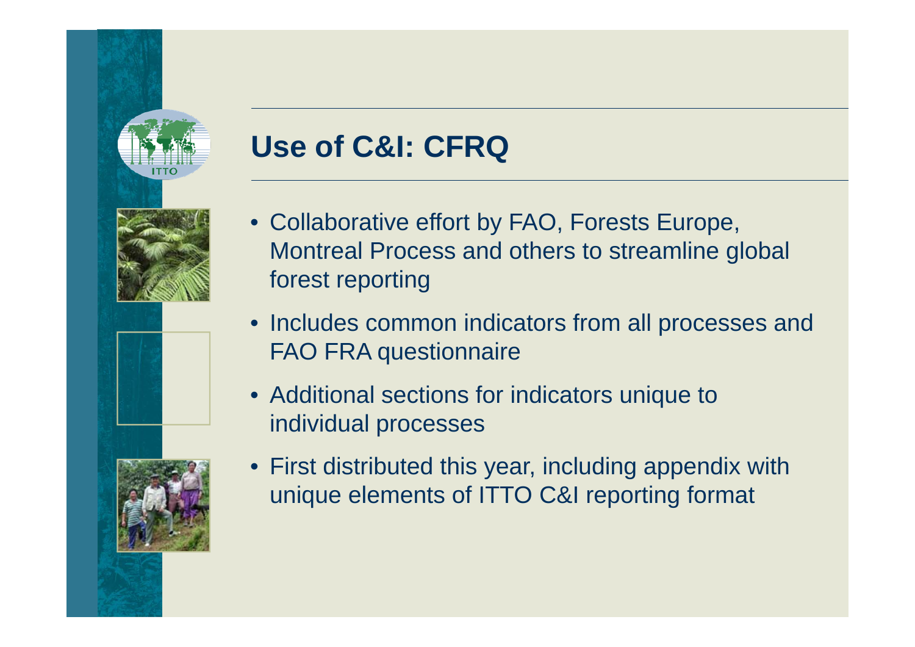# Use of C&I: CFRQ

- Collaborative effort by FAO, Forests Europe, Montreal Process and others to streamline global forest reporting
- Includes common indicators from all processes and FAO FRA questionnaire
- Additional sections for indicators unique to individual processes
- First distributed this year, including appendix with unique elements of ITTO C&I reporting format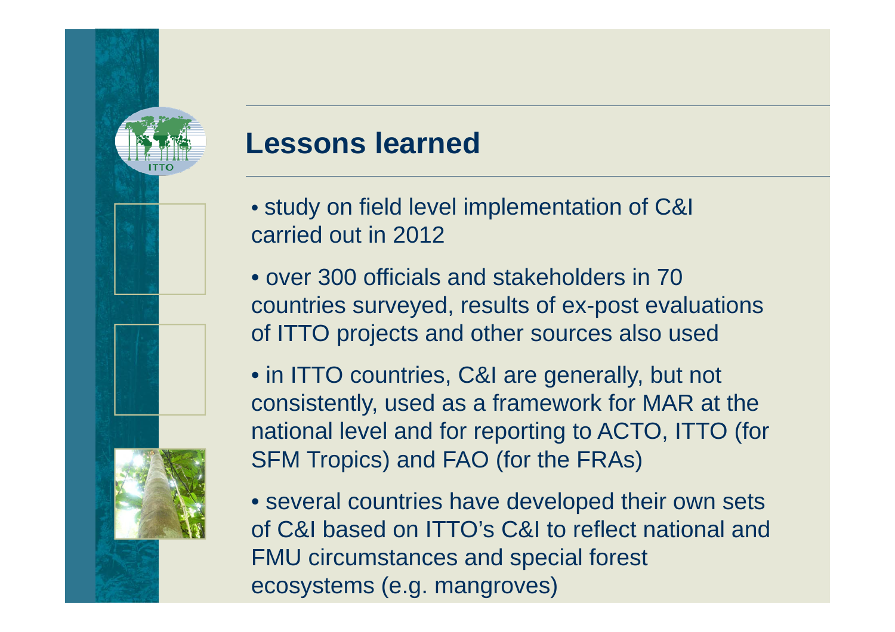# Lessons learned

- study on field level implementation of C&I carried out in 2012
- over 300 officials and stakeholders in 70 countries surveyed, results of ex-post evaluations of ITTO projects and other sources also used
- in ITTO countries, C&I are generally, but not consistently, used as a framework for MAR at the national level and for reporting to ACTO, ITTO (for SFM Tropics) and FAO (for the FRAs)
- several countries have developed their own sets of C&I based on ITTO's C&I to reflect national and FMU circumstances and special forest ecosystems (e.g. mangroves)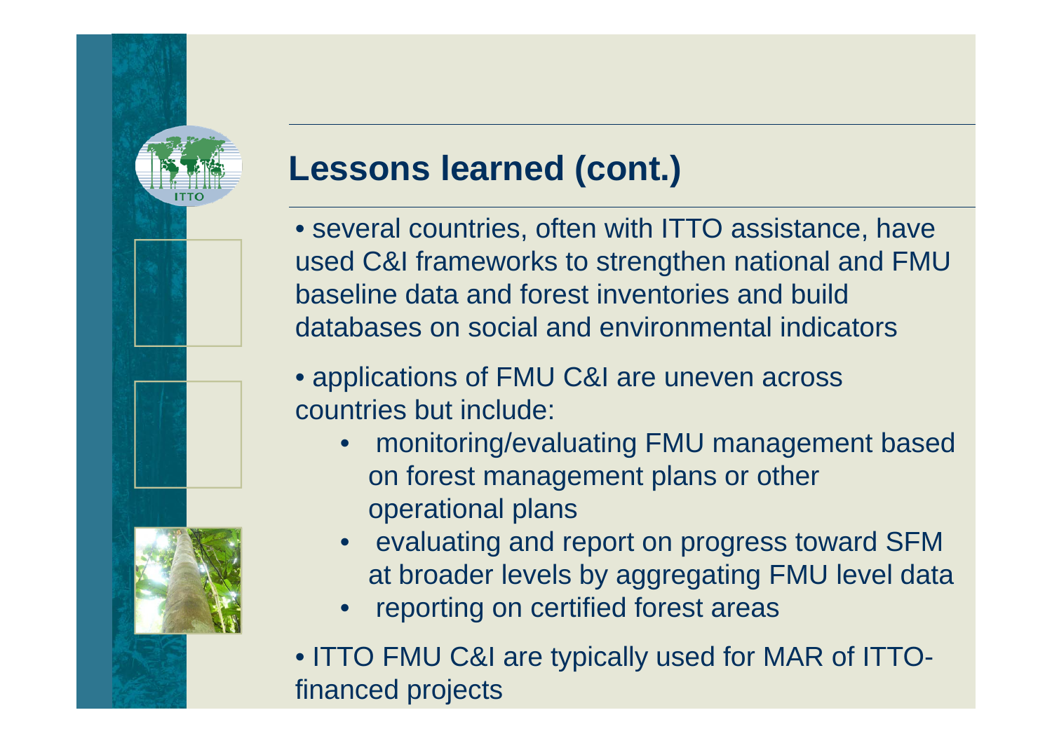# Lessons learned (cont.)

- several countries, often with ITTO assistance, have used C&I frameworks to strengthen national and FMU baseline data and forest inventories and build databases on social and environmental indicators
- applications of FMU C&I are uneven across countries but include:
  - monitoring/evaluating FMU management based on forest management plans or other operational plans
  - evaluating and report on progress toward SFM at broader levels by aggregating FMU level data
  - reporting on certified forest areas
- ITTO FMU C&I are typically used for MAR of ITTO-financed projects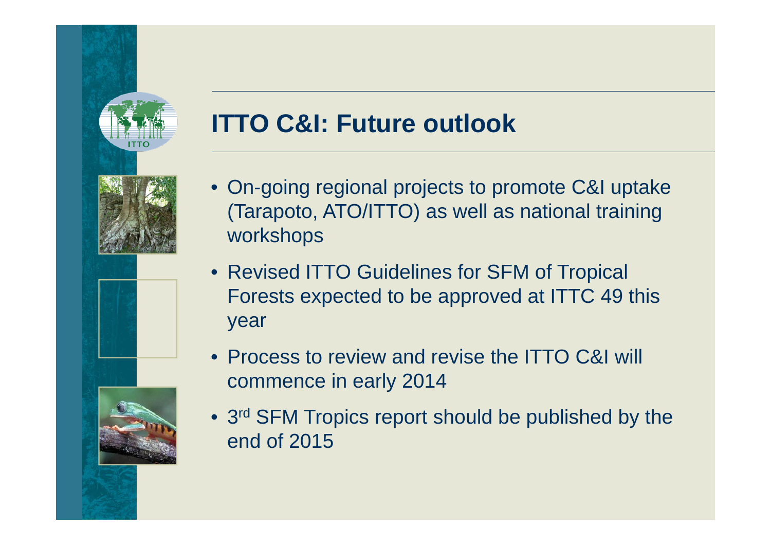# ITTO C&I: Future outlook

- On-going regional projects to promote C&I uptake (Tarapoto, ATO/ITTO) as well as national training workshops
- Revised ITTO Guidelines for SFM of Tropical Forests expected to be approved at ITTC 49 this year
- Process to review and revise the ITTO C&I will commence in early 2014
- 3rd SFM Tropics report should be published by the end of 2015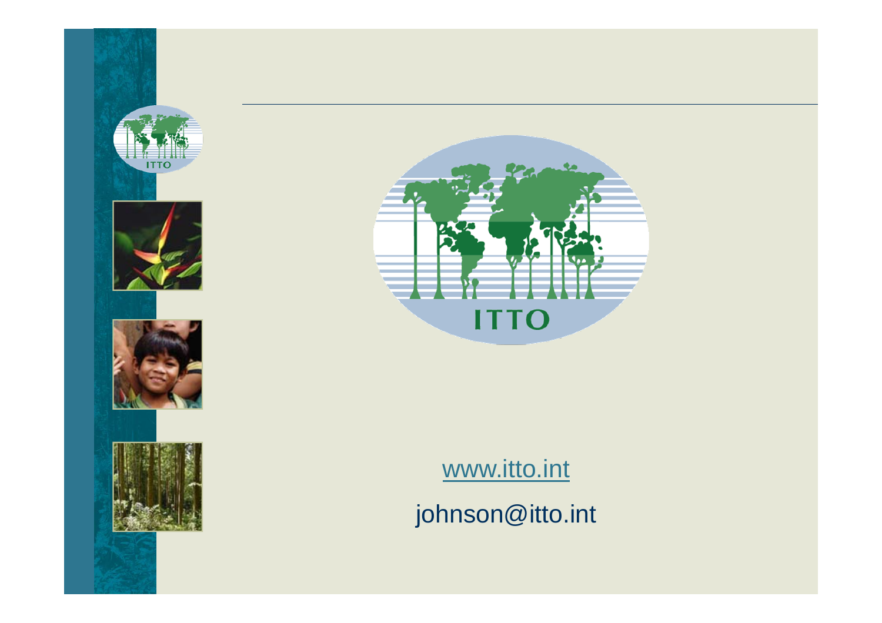www.itto.int

johnson@itto.int